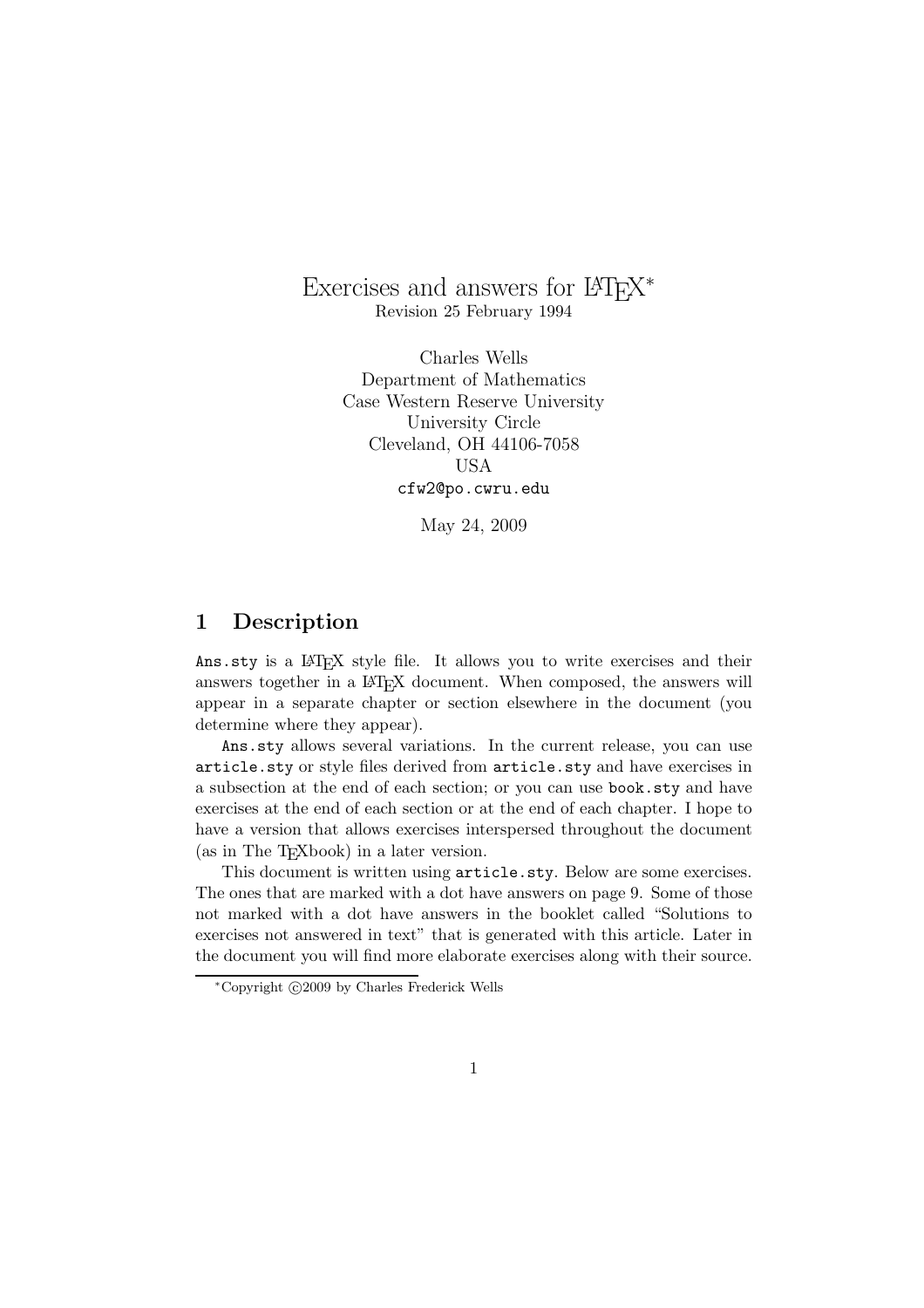# Exercises and answers for LaTeX[*]

Revision 25 February 1994

Charles Wells
Department of Mathematics
Case Western Reserve University
University Circle
Cleveland, OH 44106-7058
USA
`cfw2@po.cwru.edu`

May 24, 2009

## 1 Description

`Ans.sty` is a LaTeX style file. It allows you to write exercises and their answers together in a LaTeX document. When composed, the answers will appear in a separate chapter or section elsewhere in the document (you determine where they appear).

`Ans.sty` allows several variations. In the current release, you can use `article.sty` or style files derived from `article.sty` and have exercises in a subsection at the end of each section; or you can use `book.sty` and have exercises at the end of each section or at the end of each chapter. I hope to have a version that allows exercises interspersed throughout the document (as in The TeXbook) in a later version.

This document is written using `article.sty`. Below are some exercises. The ones that are marked with a dot have answers on page 9. Some of those not marked with a dot have answers in the booklet called "Solutions to exercises not answered in text" that is generated with this article. Later in the document you will find more elaborate exercises along with their source.

---

[*] Copyright ©2009 by Charles Frederick Wells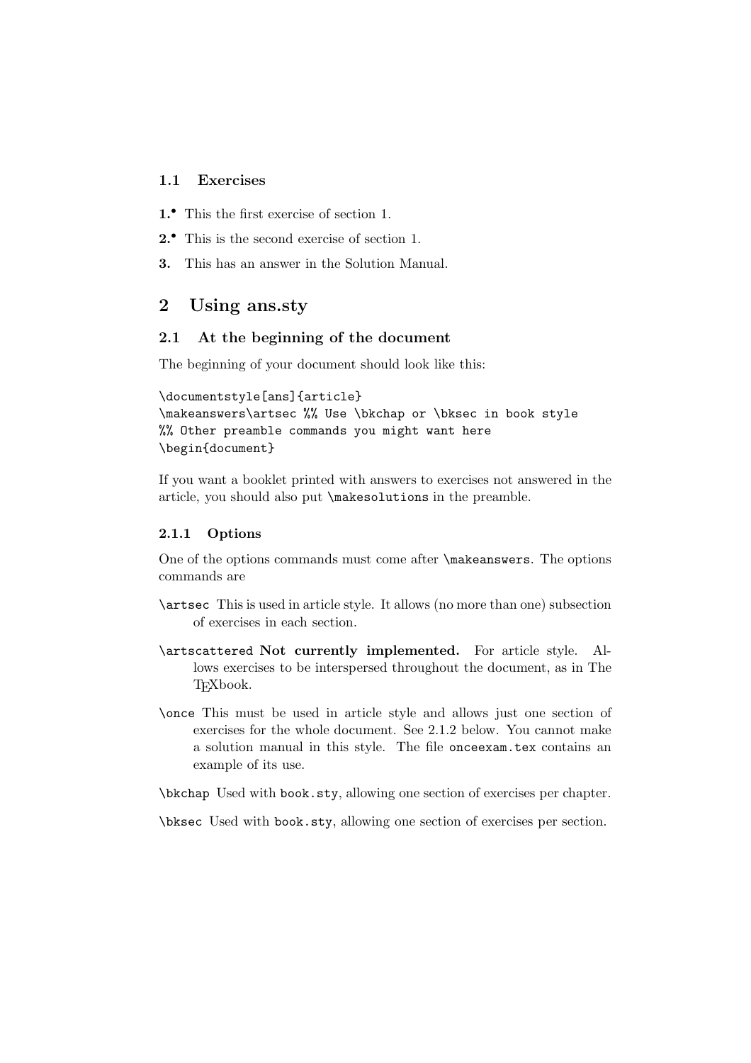### 1.1 Exercises

**1.**[•] This the first exercise of section 1.

**2.**[•] This is the second exercise of section 1.

**3.** This has an answer in the Solution Manual.

## 2 Using ans.sty

### 2.1 At the beginning of the document

The beginning of your document should look like this:

```
\documentstyle[ans]{article}
\makeanswers\artsec %% Use \bkchap or \bksec in book style
%% Other preamble commands you might want here
\begin{document}
```

If you want a booklet printed with answers to exercises not answered in the article, you should also put `\makesolutions` in the preamble.

#### 2.1.1 Options

One of the options commands must come after `\makeanswers`. The options commands are

`\artsec` This is used in article style. It allows (no more than one) subsection of exercises in each section.

`\artscattered` **Not currently implemented.** For article style. Allows exercises to be interspersed throughout the document, as in The TEXbook.

`\once` This must be used in article style and allows just one section of exercises for the whole document. See 2.1.2 below. You cannot make a solution manual in this style. The file `onceexam.tex` contains an example of its use.

`\bkchap` Used with `book.sty`, allowing one section of exercises per chapter.

`\bksec` Used with `book.sty`, allowing one section of exercises per section.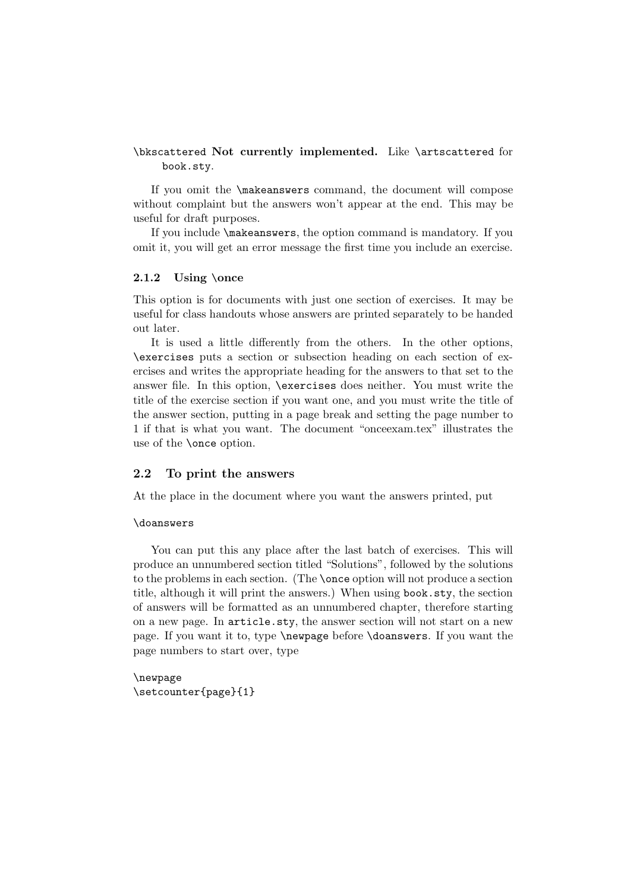`\bkscattered` **Not currently implemented.** Like `\artscattered` for `book.sty`.

If you omit the `\makeanswers` command, the document will compose without complaint but the answers won't appear at the end. This may be useful for draft purposes.

If you include `\makeanswers`, the option command is mandatory. If you omit it, you will get an error message the first time you include an exercise.

### 2.1.2 Using \once

This option is for documents with just one section of exercises. It may be useful for class handouts whose answers are printed separately to be handed out later.

It is used a little differently from the others. In the other options, `\exercises` puts a section or subsection heading on each section of exercises and writes the appropriate heading for the answers to that set to the answer file. In this option, `\exercises` does neither. You must write the title of the exercise section if you want one, and you must write the title of the answer section, putting in a page break and setting the page number to 1 if that is what you want. The document "onceexam.tex" illustrates the use of the `\once` option.

## 2.2 To print the answers

At the place in the document where you want the answers printed, put

```
\doanswers
```

You can put this any place after the last batch of exercises. This will produce an unnumbered section titled "Solutions", followed by the solutions to the problems in each section. (The `\once` option will not produce a section title, although it will print the answers.) When using `book.sty`, the section of answers will be formatted as an unnumbered chapter, therefore starting on a new page. In `article.sty`, the answer section will not start on a new page. If you want it to, type `\newpage` before `\doanswers`. If you want the page numbers to start over, type

```
\newpage
\setcounter{page}{1}
```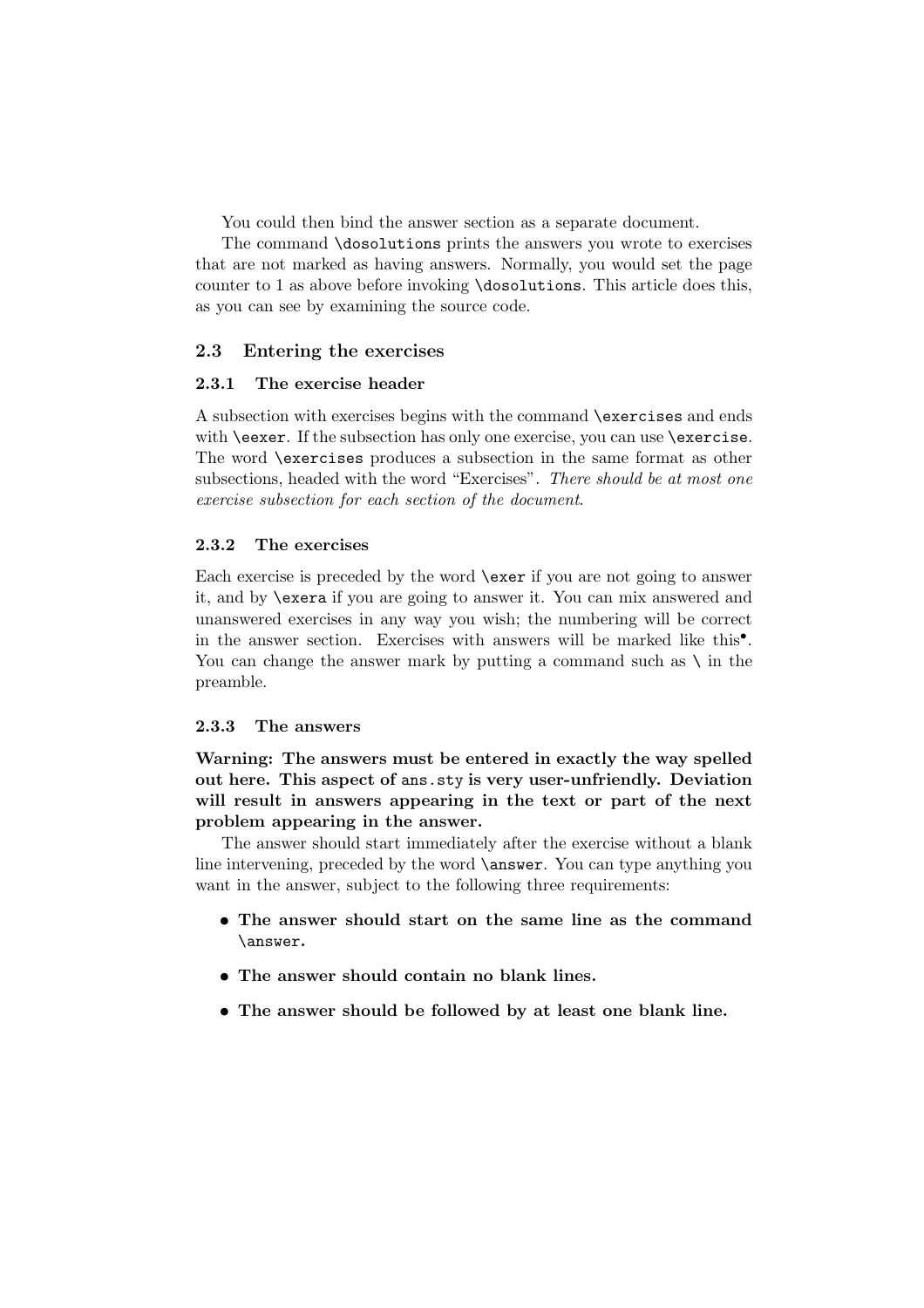You could then bind the answer section as a separate document.

The command `\dosolutions` prints the answers you wrote to exercises that are not marked as having answers. Normally, you would set the page counter to 1 as above before invoking `\dosolutions`. This article does this, as you can see by examining the source code.

## 2.3 Entering the exercises

### 2.3.1 The exercise header

A subsection with exercises begins with the command `\exercises` and ends with `\eexer`. If the subsection has only one exercise, you can use `\exercise`. The word `\exercises` produces a subsection in the same format as other subsections, headed with the word "Exercises". *There should be at most one exercise subsection for each section of the document.*

### 2.3.2 The exercises

Each exercise is preceded by the word `\exer` if you are not going to answer it, and by `\exera` if you are going to answer it. You can mix answered and unanswered exercises in any way you wish; the numbering will be correct in the answer section. Exercises with answers will be marked like this$^{\bullet}$. You can change the answer mark by putting a command such as \ in the preamble.

### 2.3.3 The answers

**Warning: The answers must be entered in exactly the way spelled out here. This aspect of `ans.sty` is very user-unfriendly. Deviation will result in answers appearing in the text or part of the next problem appearing in the answer.**

The answer should start immediately after the exercise without a blank line intervening, preceded by the word `\answer`. You can type anything you want in the answer, subject to the following three requirements:

- **The answer should start on the same line as the command `\answer`.**
- **The answer should contain no blank lines.**
- **The answer should be followed by at least one blank line.**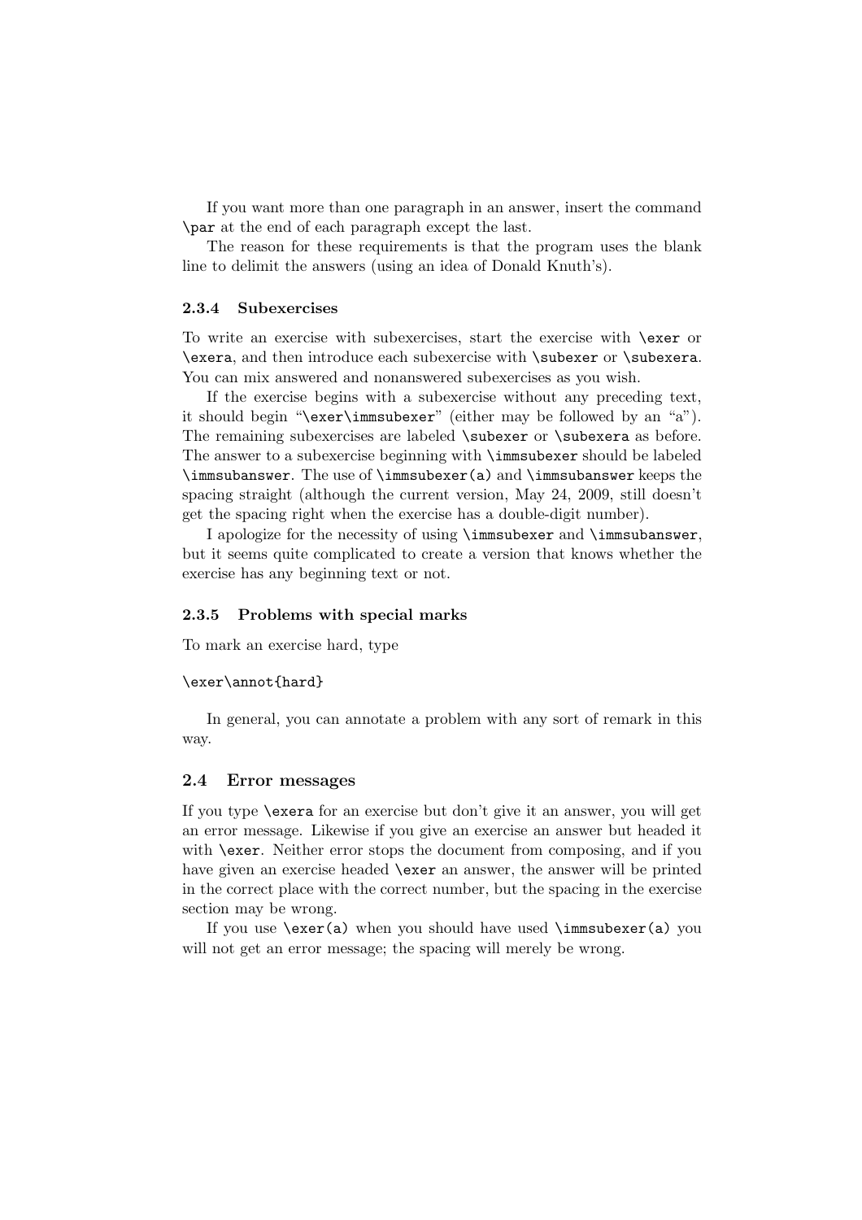If you want more than one paragraph in an answer, insert the command `\par` at the end of each paragraph except the last.

The reason for these requirements is that the program uses the blank line to delimit the answers (using an idea of Donald Knuth's).

### 2.3.4 Subexercises

To write an exercise with subexercises, start the exercise with `\exer` or `\exera`, and then introduce each subexercise with `\subexer` or `\subexera`. You can mix answered and nonanswered subexercises as you wish.

If the exercise begins with a subexercise without any preceding text, it should begin "`\exer\immsubexer`" (either may be followed by an "a"). The remaining subexercises are labeled `\subexer` or `\subexera` as before. The answer to a subexercise beginning with `\immsubexer` should be labeled `\immsubanswer`. The use of `\immsubexer(a)` and `\immsubanswer` keeps the spacing straight (although the current version, May 24, 2009, still doesn't get the spacing right when the exercise has a double-digit number).

I apologize for the necessity of using `\immsubexer` and `\immsubanswer`, but it seems quite complicated to create a version that knows whether the exercise has any beginning text or not.

### 2.3.5 Problems with special marks

To mark an exercise hard, type

```
\exer\annot{hard}
```

In general, you can annotate a problem with any sort of remark in this way.

## 2.4 Error messages

If you type `\exera` for an exercise but don't give it an answer, you will get an error message. Likewise if you give an exercise an answer but headed it with `\exer`. Neither error stops the document from composing, and if you have given an exercise headed `\exer` an answer, the answer will be printed in the correct place with the correct number, but the spacing in the exercise section may be wrong.

If you use `\exer(a)` when you should have used `\immsubexer(a)` you will not get an error message; the spacing will merely be wrong.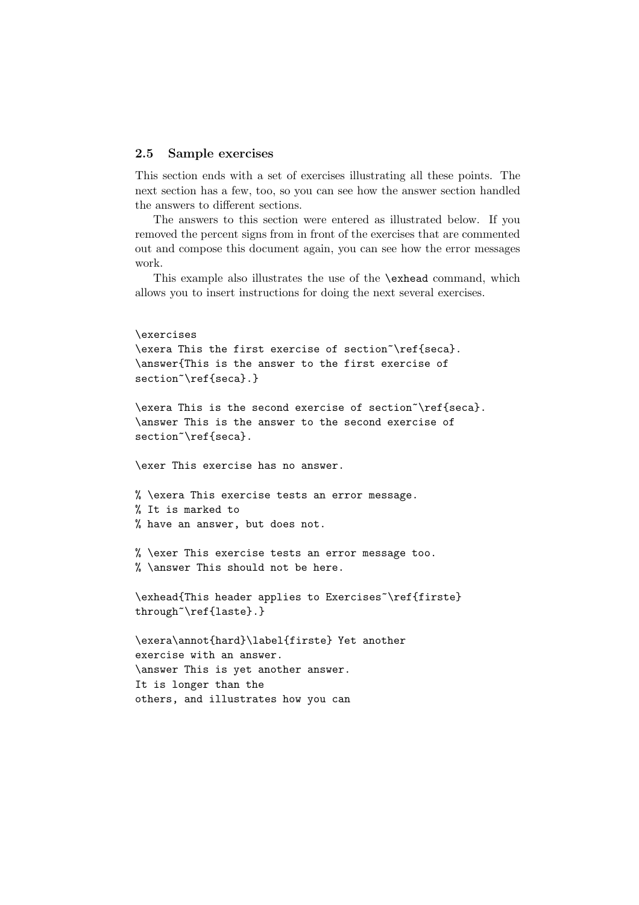### 2.5 Sample exercises

This section ends with a set of exercises illustrating all these points. The next section has a few, too, so you can see how the answer section handled the answers to different sections.

The answers to this section were entered as illustrated below. If you removed the percent signs from in front of the exercises that are commented out and compose this document again, you can see how the error messages work.

This example also illustrates the use of the `\exhead` command, which allows you to insert instructions for doing the next several exercises.

```
\exercises
\exera This the first exercise of section~\ref{seca}.
\answer{This is the answer to the first exercise of
section~\ref{seca}.}

\exera This is the second exercise of section~\ref{seca}.
\answer This is the answer to the second exercise of
section~\ref{seca}.

\exer This exercise has no answer.

% \exera This exercise tests an error message.
% It is marked to
% have an answer, but does not.

% \exer This exercise tests an error message too.
% \answer This should not be here.

\exhead{This header applies to Exercises~\ref{firste}
through~\ref{laste}.}

\exera\annot{hard}\label{firste} Yet another
exercise with an answer.
\answer This is yet another answer.
It is longer than the
others, and illustrates how you can
```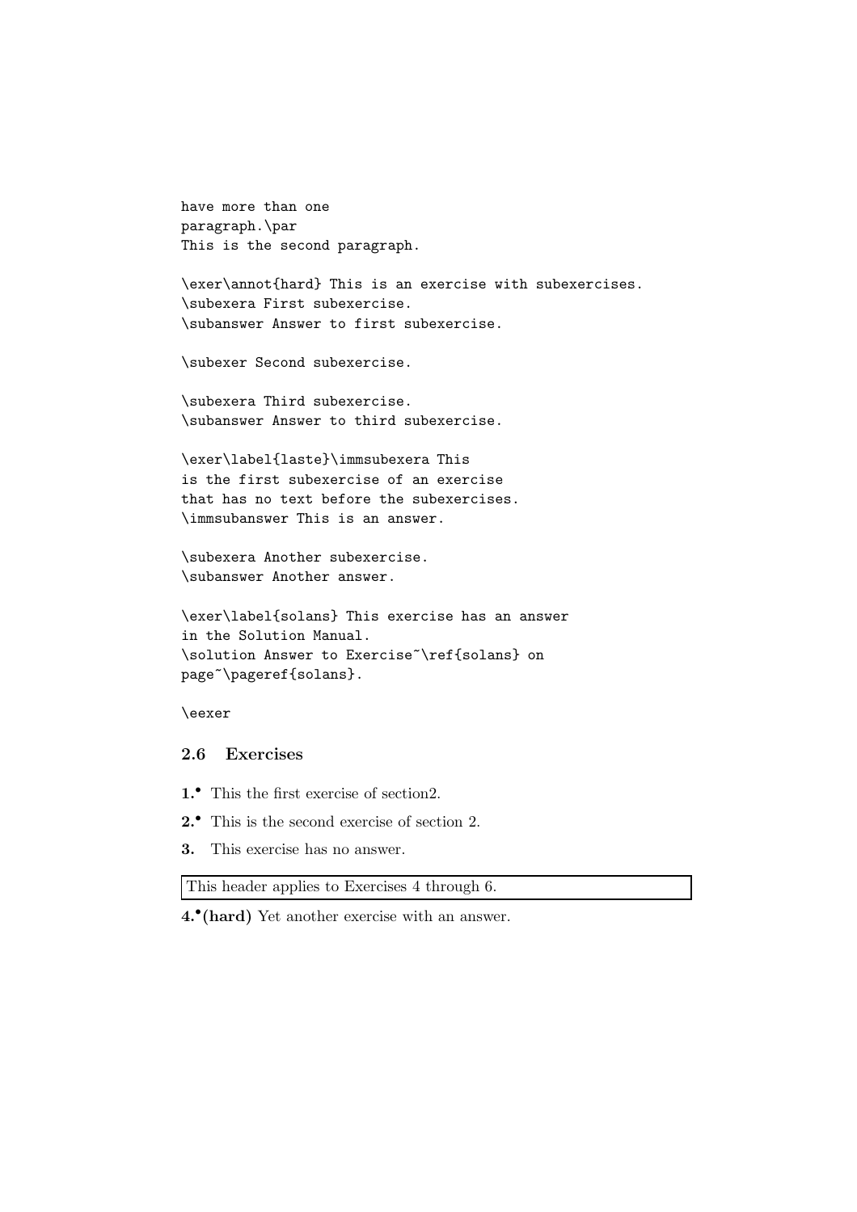```
have more than one
paragraph.\par
This is the second paragraph.

\exer\annot{hard} This is an exercise with subexercises.
\subexera First subexercise.
\subanswer Answer to first subexercise.

\subexer Second subexercise.

\subexera Third subexercise.
\subanswer Answer to third subexercise.

\exer\label{laste}\immsubexera This
is the first subexercise of an exercise
that has no text before the subexercises.
\immsubanswer This is an answer.

\subexera Another subexercise.
\subanswer Another answer.

\exer\label{solans} This exercise has an answer
in the Solution Manual.
\solution Answer to Exercise~\ref{solans} on
page~\pageref{solans}.

\eexer
```

### 2.6 Exercises

**1.**• This the first exercise of section2.

**2.**• This is the second exercise of section 2.

**3.** This exercise has no answer.

| This header applies to Exercises 4 through 6. |
|---|

**4.**• **(hard)** Yet another exercise with an answer.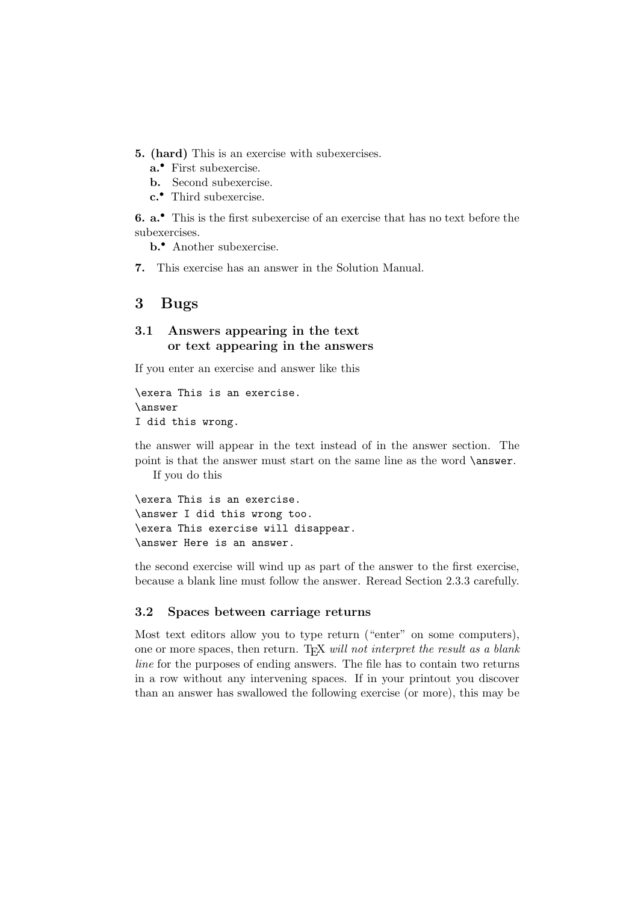**5.** **(hard)** This is an exercise with subexercises.

  **a.**• First subexercise.

  **b.** Second subexercise.

  **c.**• Third subexercise.

**6.** **a.**• This is the first subexercise of an exercise that has no text before the subexercises.

  **b.**• Another subexercise.

**7.** This exercise has an answer in the Solution Manual.

## 3 Bugs

### 3.1 Answers appearing in the text or text appearing in the answers

If you enter an exercise and answer like this

```
\exera This is an exercise.
\answer
I did this wrong.
```

the answer will appear in the text instead of in the answer section. The point is that the answer must start on the same line as the word `\answer`.

If you do this

```
\exera This is an exercise.
\answer I did this wrong too.
\exera This exercise will disappear.
\answer Here is an answer.
```

the second exercise will wind up as part of the answer to the first exercise, because a blank line must follow the answer. Reread Section 2.3.3 carefully.

### 3.2 Spaces between carriage returns

Most text editors allow you to type return ("enter" on some computers), one or more spaces, then return. TeX *will not interpret the result as a blank line* for the purposes of ending answers. The file has to contain two returns in a row without any intervening spaces. If in your printout you discover than an answer has swallowed the following exercise (or more), this may be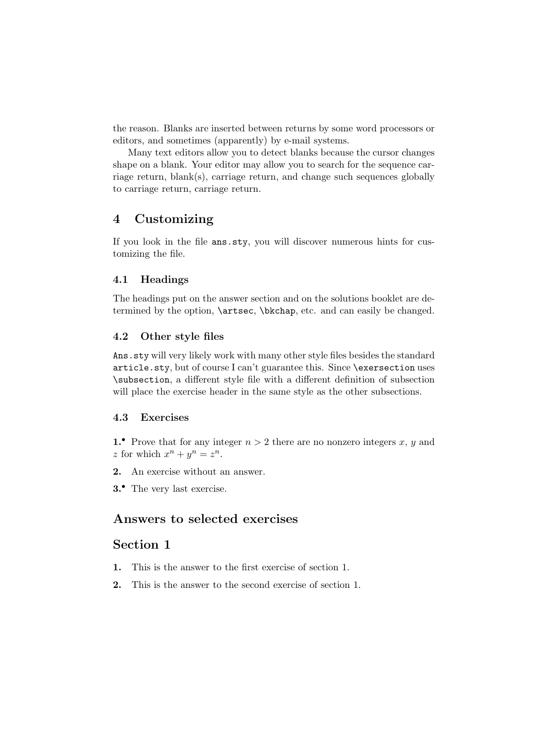the reason. Blanks are inserted between returns by some word processors or editors, and sometimes (apparently) by e-mail systems.

Many text editors allow you to detect blanks because the cursor changes shape on a blank. Your editor may allow you to search for the sequence carriage return, blank(s), carriage return, and change such sequences globally to carriage return, carriage return.

## 4 Customizing

If you look in the file `ans.sty`, you will discover numerous hints for customizing the file.

### 4.1 Headings

The headings put on the answer section and on the solutions booklet are determined by the option, `\artsec`, `\bkchap`, etc. and can easily be changed.

### 4.2 Other style files

`Ans.sty` will very likely work with many other style files besides the standard `article.sty`, but of course I can't guarantee this. Since `\exersection` uses `\subsection`, a different style file with a different definition of subsection will place the exercise header in the same style as the other subsections.

### 4.3 Exercises

**1.•** Prove that for any integer $n > 2$ there are no nonzero integers $x$, $y$ and $z$ for which $x^n + y^n = z^n$.

**2.** An exercise without an answer.

**3.•** The very last exercise.

## Answers to selected exercises

## Section 1

**1.** This is the answer to the first exercise of section 1.

**2.** This is the answer to the second exercise of section 1.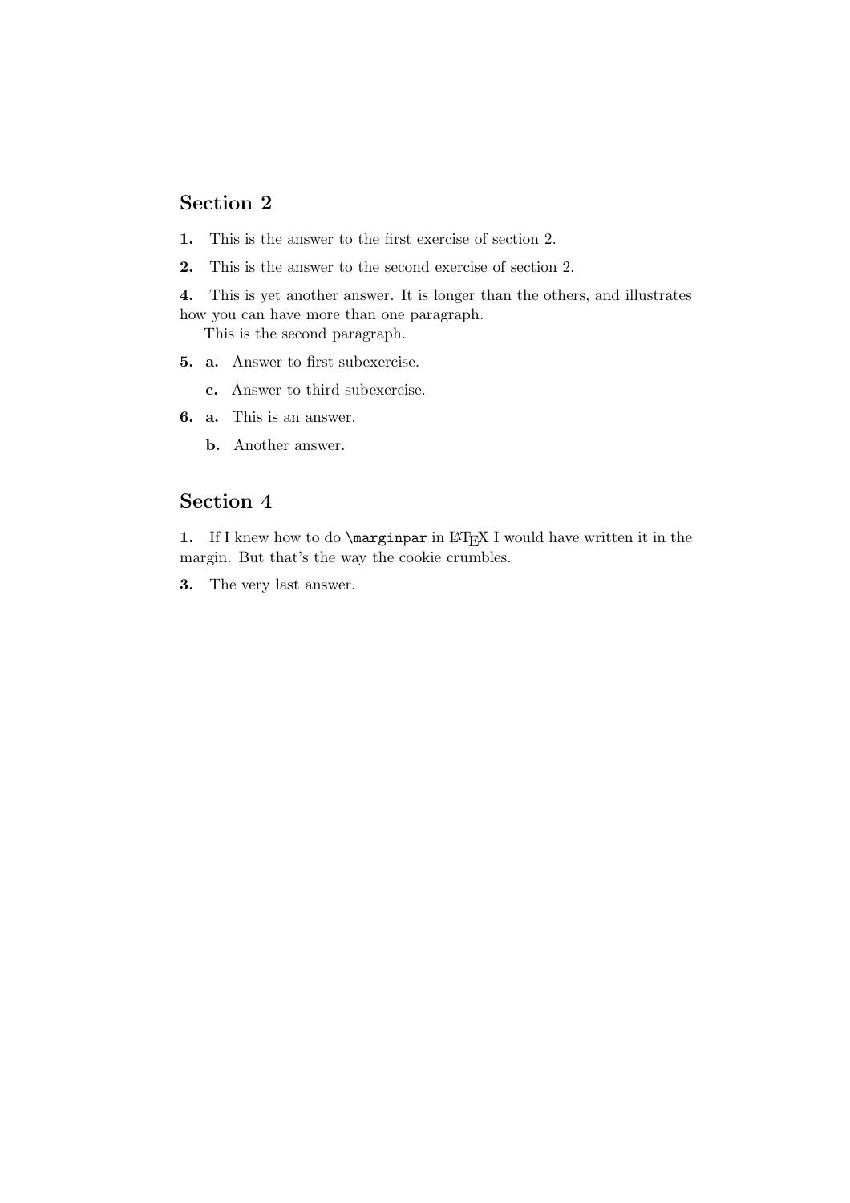## Section 2

**1.** This is the answer to the first exercise of section 2.

**2.** This is the answer to the second exercise of section 2.

**4.** This is yet another answer. It is longer than the others, and illustrates how you can have more than one paragraph.

This is the second paragraph.

**5.** **a.** Answer to first subexercise.

**c.** Answer to third subexercise.

**6.** **a.** This is an answer.

**b.** Another answer.

## Section 4

**1.** If I knew how to do `\marginpar` in LaTeX I would have written it in the margin. But that's the way the cookie crumbles.

**3.** The very last answer.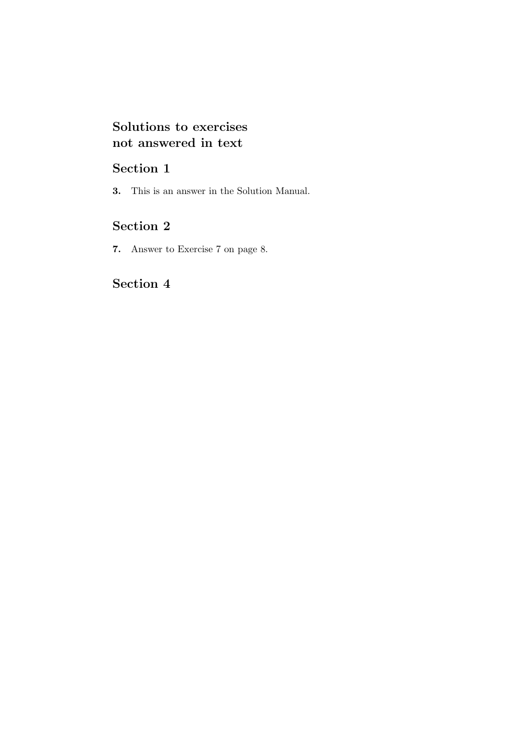# Solutions to exercises not answered in text

## Section 1

**3.** This is an answer in the Solution Manual.

## Section 2

**7.** Answer to Exercise 7 on page 8.

## Section 4